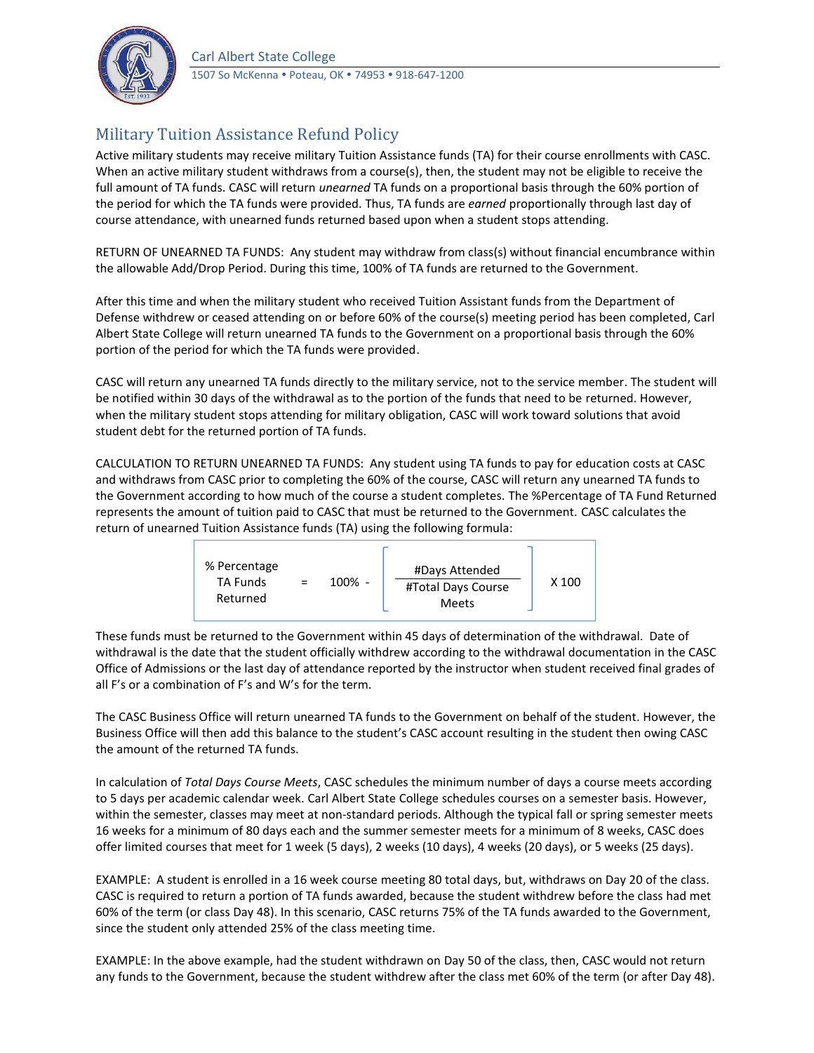Carl Albert State College

1507 So McKenna • Poteau, OK • 74953 • 918-647-1200

# Military Tuition Assistance Refund Policy

Active military students may receive military Tuition Assistance funds (TA) for their course enrollments with CASC. When an active military student withdraws from a course(s), then, the student may not be eligible to receive the full amount of TA funds. CASC will return *unearned* TA funds on a proportional basis through the 60% portion of the period for which the TA funds were provided. Thus, TA funds are *earned* proportionally through last day of course attendance, with unearned funds returned based upon when a student stops attending.

RETURN OF UNEARNED TA FUNDS: Any student may withdraw from class(s) without financial encumbrance within the allowable Add/Drop Period. During this time, 100% of TA funds are returned to the Government.

After this time and when the military student who received Tuition Assistant funds from the Department of Defense withdrew or ceased attending on or before 60% of the course(s) meeting period has been completed, Carl Albert State College will return unearned TA funds to the Government on a proportional basis through the 60% portion of the period for which the TA funds were provided.

CASC will return any unearned TA funds directly to the military service, not to the service member. The student will be notified within 30 days of the withdrawal as to the portion of the funds that need to be returned. However, when the military student stops attending for military obligation, CASC will work toward solutions that avoid student debt for the returned portion of TA funds.

CALCULATION TO RETURN UNEARNED TA FUNDS: Any student using TA funds to pay for education costs at CASC and withdraws from CASC prior to completing the 60% of the course, CASC will return any unearned TA funds to the Government according to how much of the course a student completes. The %Percentage of TA Fund Returned represents the amount of tuition paid to CASC that must be returned to the Government. CASC calculates the return of unearned Tuition Assistance funds (TA) using the following formula:

$$\text{\% Percentage TA Funds Returned} = 100\% - \left[ \frac{\text{\#Days Attended}}{\text{\#Total Days Course Meets}} \right] \times 100$$

These funds must be returned to the Government within 45 days of determination of the withdrawal. Date of withdrawal is the date that the student officially withdrew according to the withdrawal documentation in the CASC Office of Admissions or the last day of attendance reported by the instructor when student received final grades of all F's or a combination of F's and W's for the term.

The CASC Business Office will return unearned TA funds to the Government on behalf of the student. However, the Business Office will then add this balance to the student's CASC account resulting in the student then owing CASC the amount of the returned TA funds.

In calculation of *Total Days Course Meets*, CASC schedules the minimum number of days a course meets according to 5 days per academic calendar week. Carl Albert State College schedules courses on a semester basis. However, within the semester, classes may meet at non-standard periods. Although the typical fall or spring semester meets 16 weeks for a minimum of 80 days each and the summer semester meets for a minimum of 8 weeks, CASC does offer limited courses that meet for 1 week (5 days), 2 weeks (10 days), 4 weeks (20 days), or 5 weeks (25 days).

EXAMPLE: A student is enrolled in a 16 week course meeting 80 total days, but, withdraws on Day 20 of the class. CASC is required to return a portion of TA funds awarded, because the student withdrew before the class had met 60% of the term (or class Day 48). In this scenario, CASC returns 75% of the TA funds awarded to the Government, since the student only attended 25% of the class meeting time.

EXAMPLE: In the above example, had the student withdrawn on Day 50 of the class, then, CASC would not return any funds to the Government, because the student withdrew after the class met 60% of the term (or after Day 48).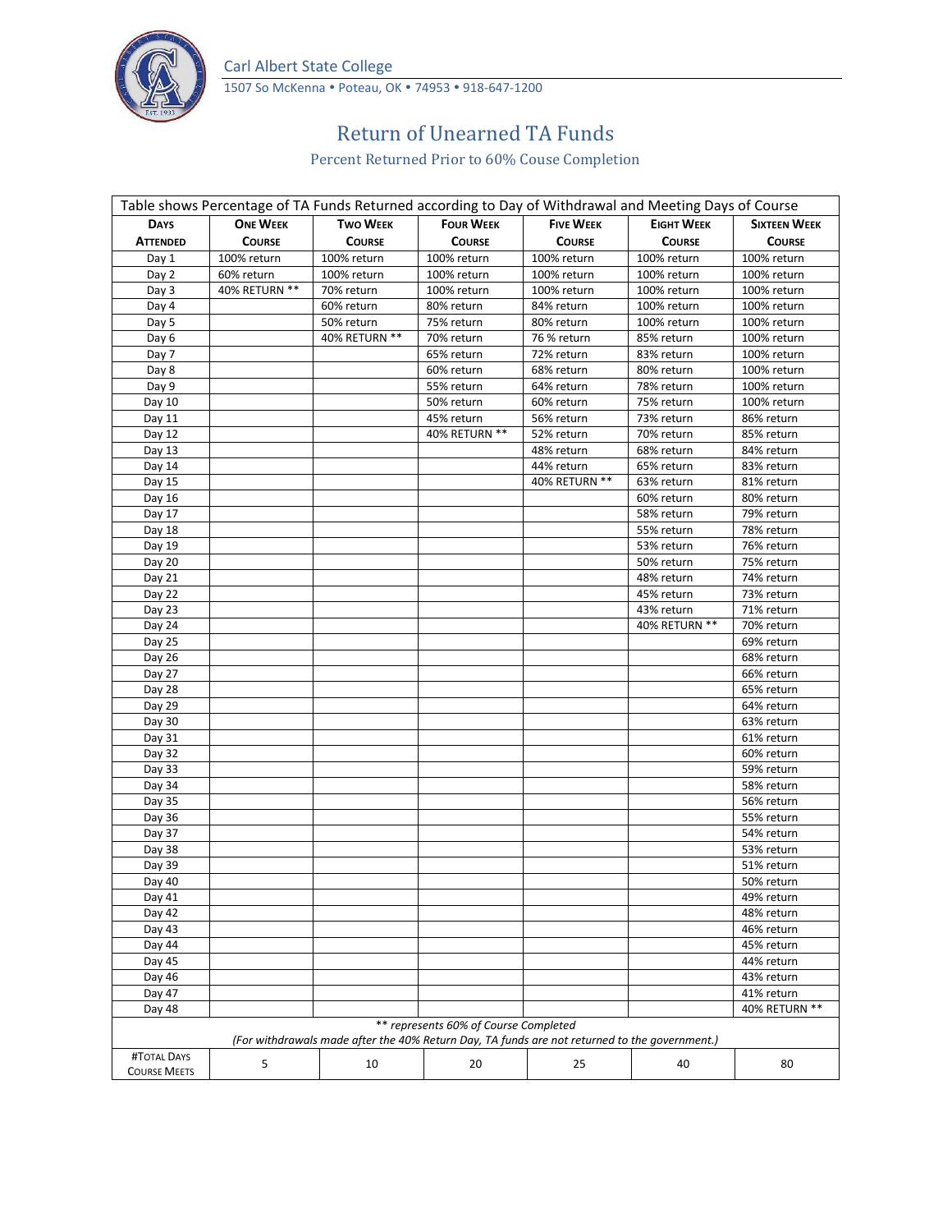Carl Albert State College

1507 So McKenna • Poteau, OK • 74953 • 918-647-1200

# Return of Unearned TA Funds

## Percent Returned Prior to 60% Couse Completion

| Table shows Percentage of TA Funds Returned according to Day of Withdrawal and Meeting Days of Course | | | | | | |
|---|---|---|---|---|---|---|
| **Days Attended** | **One Week Course** | **Two Week Course** | **Four Week Course** | **Five Week Course** | **Eight Week Course** | **Sixteen Week Course** |
| Day 1 | 100% return | 100% return | 100% return | 100% return | 100% return | 100% return |
| Day 2 | 60% return | 100% return | 100% return | 100% return | 100% return | 100% return |
| Day 3 | 40% RETURN ** | 70% return | 100% return | 100% return | 100% return | 100% return |
| Day 4 | | 60% return | 80% return | 84% return | 100% return | 100% return |
| Day 5 | | 50% return | 75% return | 80% return | 100% return | 100% return |
| Day 6 | | 40% RETURN ** | 70% return | 76 % return | 85% return | 100% return |
| Day 7 | | | 65% return | 72% return | 83% return | 100% return |
| Day 8 | | | 60% return | 68% return | 80% return | 100% return |
| Day 9 | | | 55% return | 64% return | 78% return | 100% return |
| Day 10 | | | 50% return | 60% return | 75% return | 100% return |
| Day 11 | | | 45% return | 56% return | 73% return | 86% return |
| Day 12 | | | 40% RETURN ** | 52% return | 70% return | 85% return |
| Day 13 | | | | 48% return | 68% return | 84% return |
| Day 14 | | | | 44% return | 65% return | 83% return |
| Day 15 | | | | 40% RETURN ** | 63% return | 81% return |
| Day 16 | | | | | 60% return | 80% return |
| Day 17 | | | | | 58% return | 79% return |
| Day 18 | | | | | 55% return | 78% return |
| Day 19 | | | | | 53% return | 76% return |
| Day 20 | | | | | 50% return | 75% return |
| Day 21 | | | | | 48% return | 74% return |
| Day 22 | | | | | 45% return | 73% return |
| Day 23 | | | | | 43% return | 71% return |
| Day 24 | | | | | 40% RETURN ** | 70% return |
| Day 25 | | | | | | 69% return |
| Day 26 | | | | | | 68% return |
| Day 27 | | | | | | 66% return |
| Day 28 | | | | | | 65% return |
| Day 29 | | | | | | 64% return |
| Day 30 | | | | | | 63% return |
| Day 31 | | | | | | 61% return |
| Day 32 | | | | | | 60% return |
| Day 33 | | | | | | 59% return |
| Day 34 | | | | | | 58% return |
| Day 35 | | | | | | 56% return |
| Day 36 | | | | | | 55% return |
| Day 37 | | | | | | 54% return |
| Day 38 | | | | | | 53% return |
| Day 39 | | | | | | 51% return |
| Day 40 | | | | | | 50% return |
| Day 41 | | | | | | 49% return |
| Day 42 | | | | | | 48% return |
| Day 43 | | | | | | 46% return |
| Day 44 | | | | | | 45% return |
| Day 45 | | | | | | 44% return |
| Day 46 | | | | | | 43% return |
| Day 47 | | | | | | 41% return |
| Day 48 | | | | | | 40% RETURN ** |
| *** represents 60% of Course Completed* *(For withdrawals made after the 40% Return Day, TA funds are not returned to the government.)* | | | | | | |
| #Total Days Course Meets | 5 | 10 | 20 | 25 | 40 | 80 |